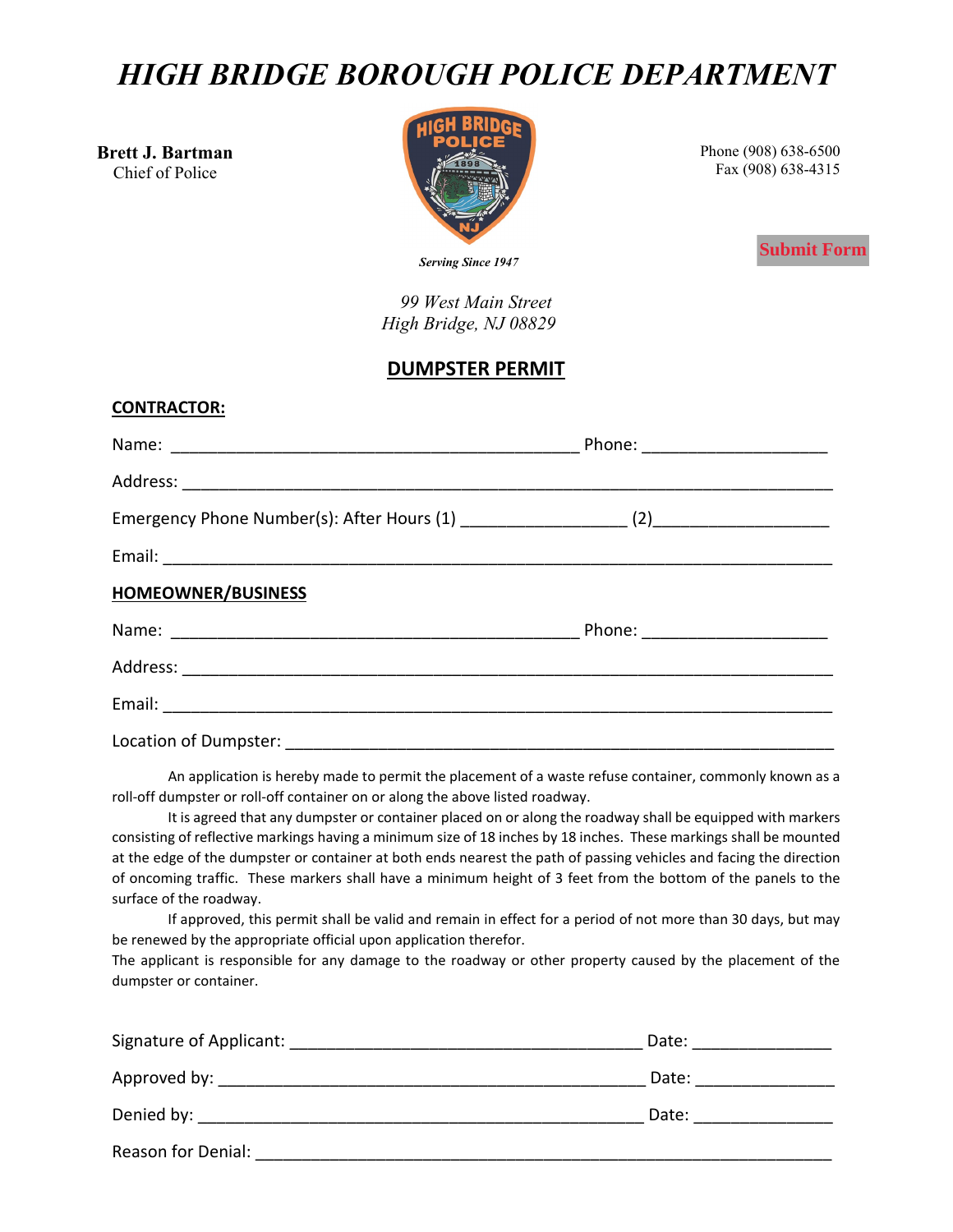# *HIGH BRIDGE BOROUGH POLICE DEPARTMENT*

**Brett J. Bartman**
Chief of Police

*Serving Since 1947*

Phone (908) 638-6500
Fax (908) 638-4315

Submit Form

*99 West Main Street*
*High Bridge, NJ 08829*

## DUMPSTER PERMIT

**CONTRACTOR:**

Name: _____________________________________________ Phone: ____________________

Address: ________________________________________________________________________

Emergency Phone Number(s): After Hours (1) __________________ (2)___________________

Email: __________________________________________________________________________

**HOMEOWNER/BUSINESS**

Name: _____________________________________________ Phone: ____________________

Address: ________________________________________________________________________

Email: __________________________________________________________________________

Location of Dumpster: _____________________________________________________________

An application is hereby made to permit the placement of a waste refuse container, commonly known as a roll-off dumpster or roll-off container on or along the above listed roadway.

It is agreed that any dumpster or container placed on or along the roadway shall be equipped with markers consisting of reflective markings having a minimum size of 18 inches by 18 inches. These markings shall be mounted at the edge of the dumpster or container at both ends nearest the path of passing vehicles and facing the direction of oncoming traffic. These markers shall have a minimum height of 3 feet from the bottom of the panels to the surface of the roadway.

If approved, this permit shall be valid and remain in effect for a period of not more than 30 days, but may be renewed by the appropriate official upon application therefor.

The applicant is responsible for any damage to the roadway or other property caused by the placement of the dumpster or container.

Signature of Applicant: _______________________________________ Date: _______________

Approved by: _______________________________________________ Date: _______________

Denied by: _________________________________________________ Date: _______________

Reason for Denial: ________________________________________________________________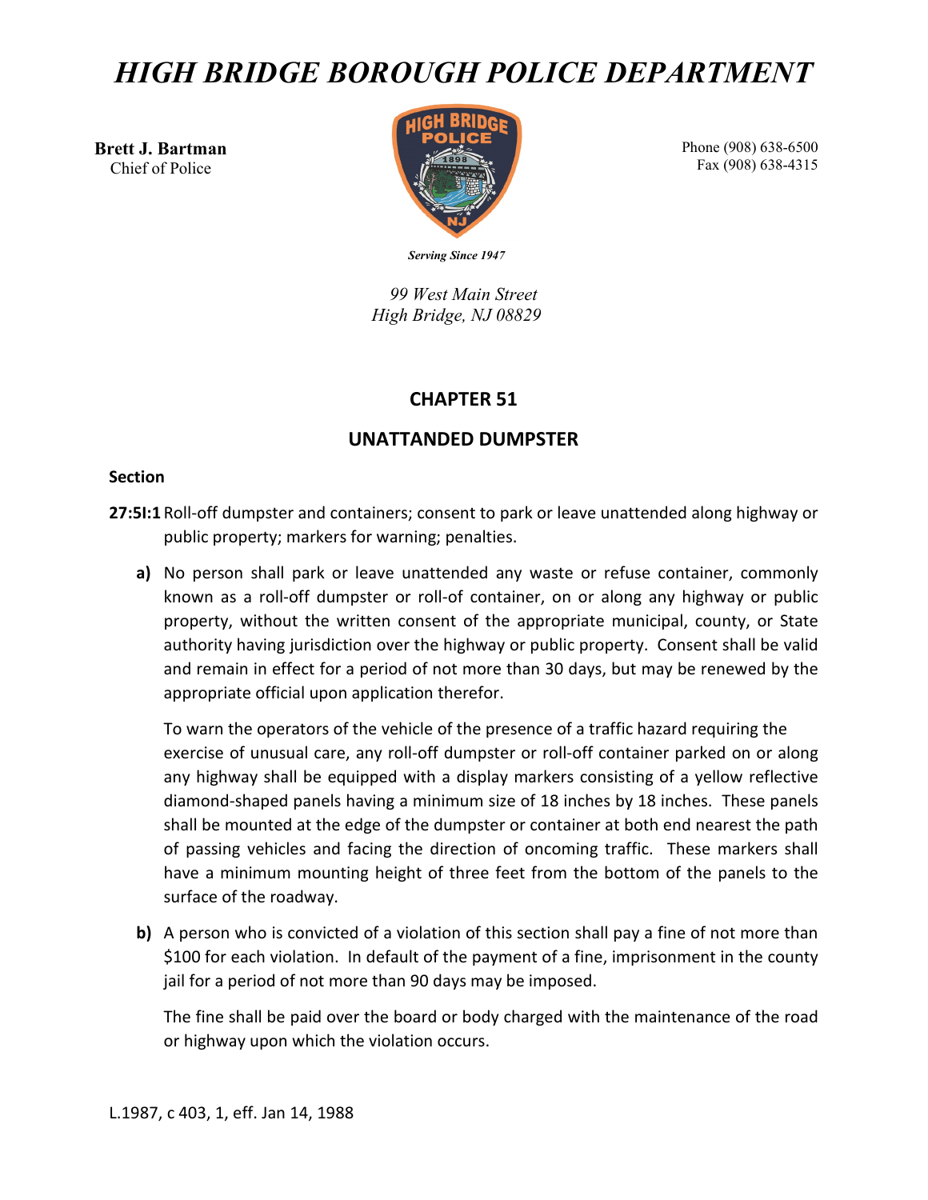# *HIGH BRIDGE BOROUGH POLICE DEPARTMENT*

**Brett J. Bartman**
Chief of Police

Phone (908) 638-6500
Fax (908) 638-4315

***Serving Since 1947***

*99 West Main Street*
*High Bridge, NJ 08829*

## CHAPTER 51

## UNATTANDED DUMPSTER

**Section**

**27:5I:1** Roll-off dumpster and containers; consent to park or leave unattended along highway or public property; markers for warning; penalties.

**a)** No person shall park or leave unattended any waste or refuse container, commonly known as a roll-off dumpster or roll-of container, on or along any highway or public property, without the written consent of the appropriate municipal, county, or State authority having jurisdiction over the highway or public property. Consent shall be valid and remain in effect for a period of not more than 30 days, but may be renewed by the appropriate official upon application therefor.

To warn the operators of the vehicle of the presence of a traffic hazard requiring the exercise of unusual care, any roll-off dumpster or roll-off container parked on or along any highway shall be equipped with a display markers consisting of a yellow reflective diamond-shaped panels having a minimum size of 18 inches by 18 inches. These panels shall be mounted at the edge of the dumpster or container at both end nearest the path of passing vehicles and facing the direction of oncoming traffic. These markers shall have a minimum mounting height of three feet from the bottom of the panels to the surface of the roadway.

**b)** A person who is convicted of a violation of this section shall pay a fine of not more than $100 for each violation. In default of the payment of a fine, imprisonment in the county jail for a period of not more than 90 days may be imposed.

The fine shall be paid over the board or body charged with the maintenance of the road or highway upon which the violation occurs.

L.1987, c 403, 1, eff. Jan 14, 1988